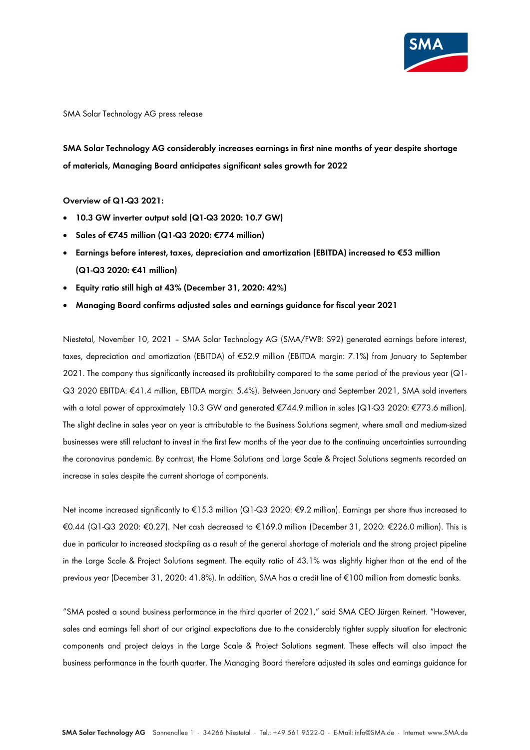SMA Solar Technology AG press release

**SMA Solar Technology AG considerably increases earnings in first nine months of year despite shortage of materials, Managing Board anticipates significant sales growth for 2022**

**Overview of Q1-Q3 2021:**

- **10.3 GW inverter output sold (Q1-Q3 2020: 10.7 GW)**
- **Sales of €745 million (Q1-Q3 2020: €774 million)**
- **Earnings before interest, taxes, depreciation and amortization (EBITDA) increased to €53 million (Q1-Q3 2020: €41 million)**
- **Equity ratio still high at 43% (December 31, 2020: 42%)**
- **Managing Board confirms adjusted sales and earnings guidance for fiscal year 2021**

Niestetal, November 10, 2021 – SMA Solar Technology AG (SMA/FWB: S92) generated earnings before interest, taxes, depreciation and amortization (EBITDA) of €52.9 million (EBITDA margin: 7.1%) from January to September 2021. The company thus significantly increased its profitability compared to the same period of the previous year (Q1-Q3 2020 EBITDA: €41.4 million, EBITDA margin: 5.4%). Between January and September 2021, SMA sold inverters with a total power of approximately 10.3 GW and generated €744.9 million in sales (Q1-Q3 2020: €773.6 million). The slight decline in sales year on year is attributable to the Business Solutions segment, where small and medium-sized businesses were still reluctant to invest in the first few months of the year due to the continuing uncertainties surrounding the coronavirus pandemic. By contrast, the Home Solutions and Large Scale & Project Solutions segments recorded an increase in sales despite the current shortage of components.

Net income increased significantly to €15.3 million (Q1-Q3 2020: €9.2 million). Earnings per share thus increased to €0.44 (Q1-Q3 2020: €0.27). Net cash decreased to €169.0 million (December 31, 2020: €226.0 million). This is due in particular to increased stockpiling as a result of the general shortage of materials and the strong project pipeline in the Large Scale & Project Solutions segment. The equity ratio of 43.1% was slightly higher than at the end of the previous year (December 31, 2020: 41.8%). In addition, SMA has a credit line of €100 million from domestic banks.

"SMA posted a sound business performance in the third quarter of 2021," said SMA CEO Jürgen Reinert. "However, sales and earnings fell short of our original expectations due to the considerably tighter supply situation for electronic components and project delays in the Large Scale & Project Solutions segment. These effects will also impact the business performance in the fourth quarter. The Managing Board therefore adjusted its sales and earnings guidance for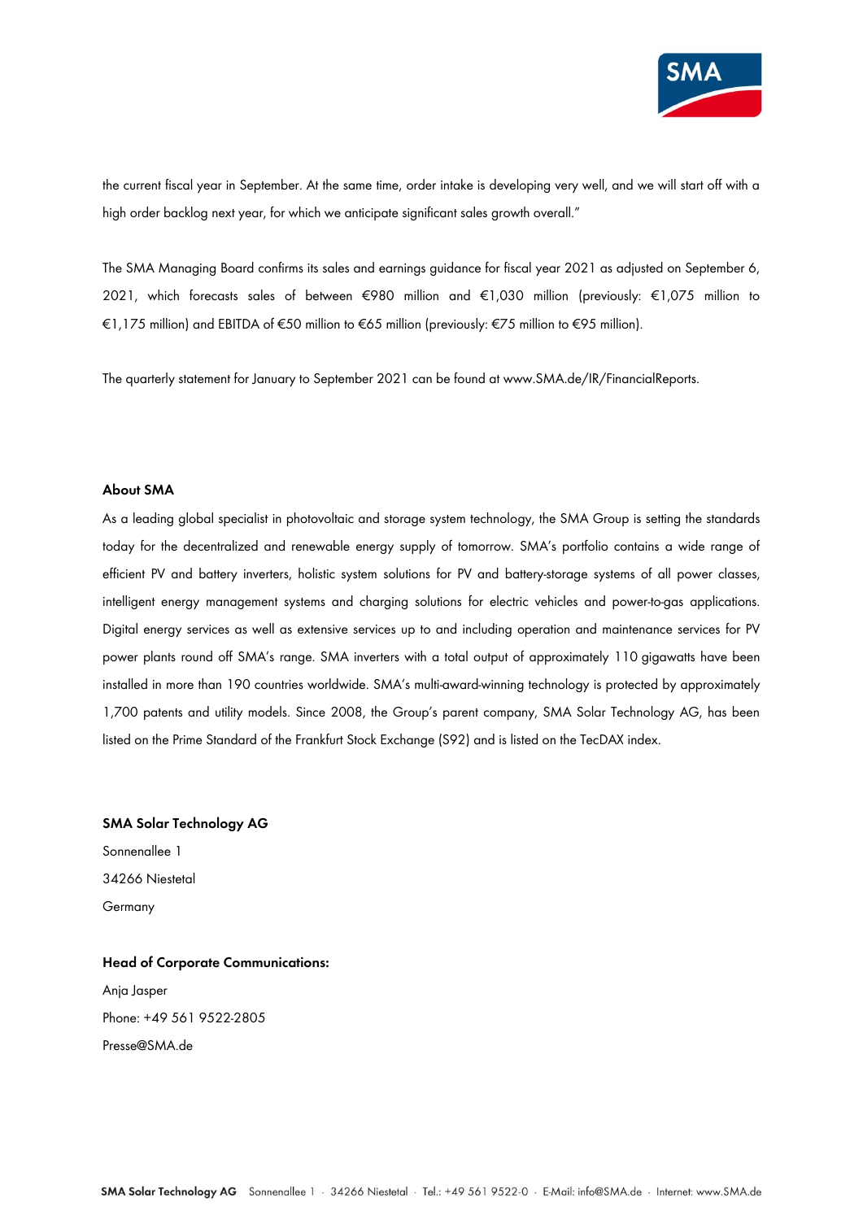the current fiscal year in September. At the same time, order intake is developing very well, and we will start off with a high order backlog next year, for which we anticipate significant sales growth overall."

The SMA Managing Board confirms its sales and earnings guidance for fiscal year 2021 as adjusted on September 6, 2021, which forecasts sales of between €980 million and €1,030 million (previously: €1,075 million to €1,175 million) and EBITDA of €50 million to €65 million (previously: €75 million to €95 million).

The quarterly statement for January to September 2021 can be found at www.SMA.de/IR/FinancialReports.

**About SMA**

As a leading global specialist in photovoltaic and storage system technology, the SMA Group is setting the standards today for the decentralized and renewable energy supply of tomorrow. SMA's portfolio contains a wide range of efficient PV and battery inverters, holistic system solutions for PV and battery-storage systems of all power classes, intelligent energy management systems and charging solutions for electric vehicles and power-to-gas applications. Digital energy services as well as extensive services up to and including operation and maintenance services for PV power plants round off SMA's range. SMA inverters with a total output of approximately 110 gigawatts have been installed in more than 190 countries worldwide. SMA's multi-award-winning technology is protected by approximately 1,700 patents and utility models. Since 2008, the Group's parent company, SMA Solar Technology AG, has been listed on the Prime Standard of the Frankfurt Stock Exchange (S92) and is listed on the TecDAX index.

**SMA Solar Technology AG**

Sonnenallee 1
34266 Niestetal
Germany

**Head of Corporate Communications:**

Anja Jasper
Phone: +49 561 9522-2805
Presse@SMA.de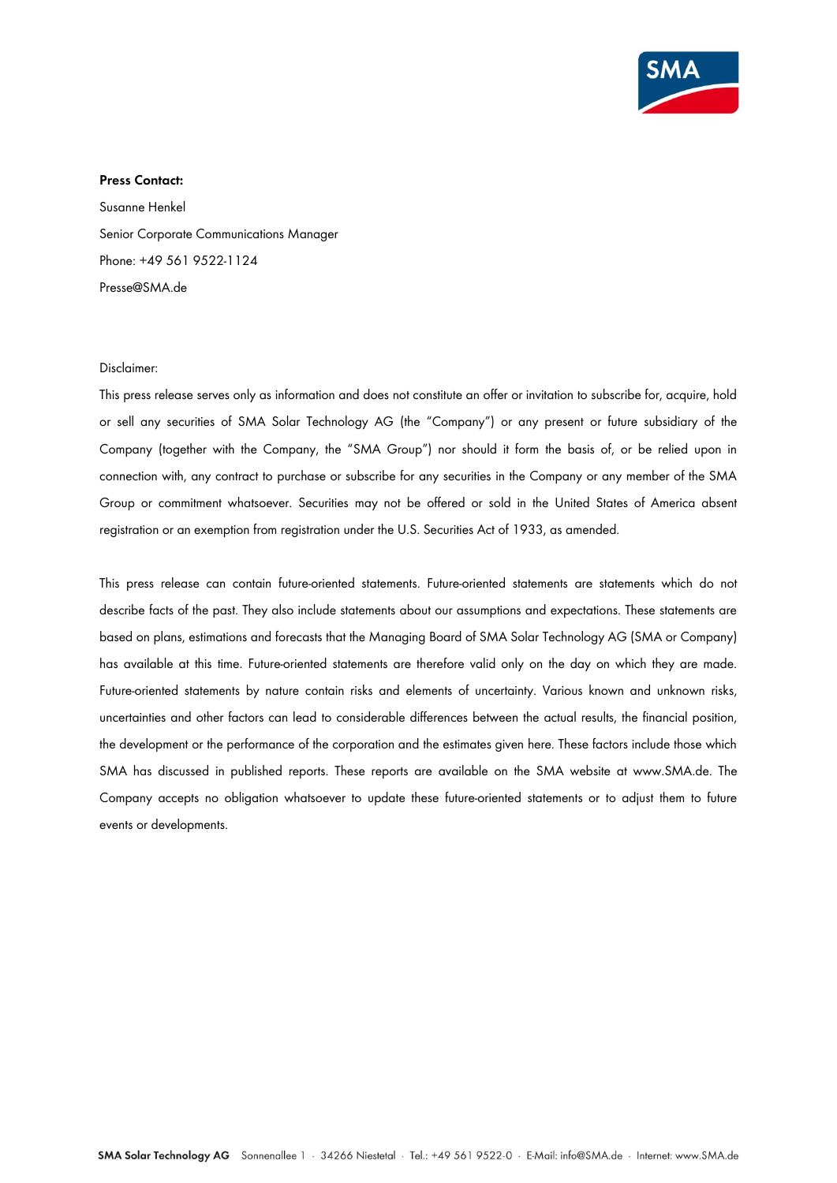**Press Contact:**

Susanne Henkel

Senior Corporate Communications Manager

Phone: +49 561 9522-1124

Presse@SMA.de

Disclaimer:

This press release serves only as information and does not constitute an offer or invitation to subscribe for, acquire, hold or sell any securities of SMA Solar Technology AG (the "Company") or any present or future subsidiary of the Company (together with the Company, the "SMA Group") nor should it form the basis of, or be relied upon in connection with, any contract to purchase or subscribe for any securities in the Company or any member of the SMA Group or commitment whatsoever. Securities may not be offered or sold in the United States of America absent registration or an exemption from registration under the U.S. Securities Act of 1933, as amended.

This press release can contain future-oriented statements. Future-oriented statements are statements which do not describe facts of the past. They also include statements about our assumptions and expectations. These statements are based on plans, estimations and forecasts that the Managing Board of SMA Solar Technology AG (SMA or Company) has available at this time. Future-oriented statements are therefore valid only on the day on which they are made. Future-oriented statements by nature contain risks and elements of uncertainty. Various known and unknown risks, uncertainties and other factors can lead to considerable differences between the actual results, the financial position, the development or the performance of the corporation and the estimates given here. These factors include those which SMA has discussed in published reports. These reports are available on the SMA website at www.SMA.de. The Company accepts no obligation whatsoever to update these future-oriented statements or to adjust them to future events or developments.